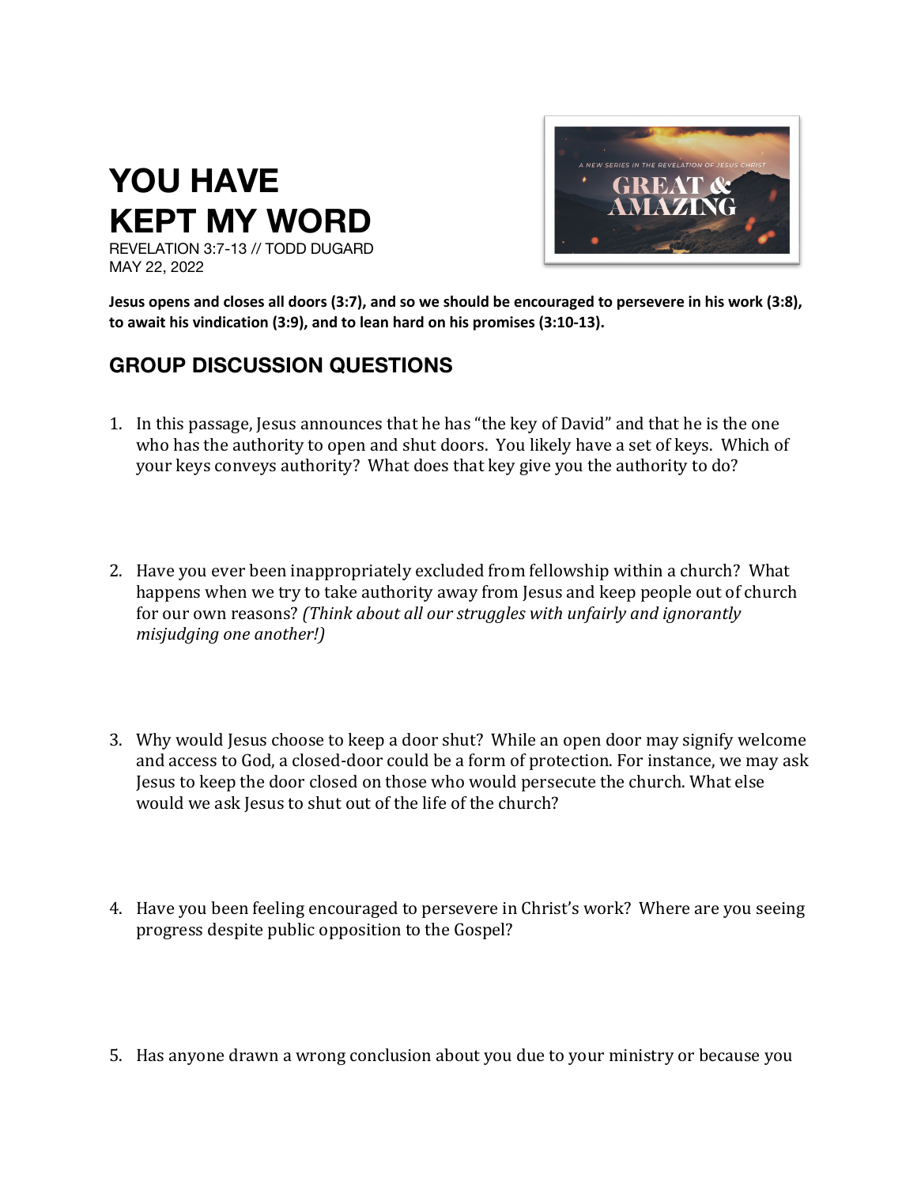# YOU HAVE KEPT MY WORD

REVELATION 3:7-13 // TODD DUGARD
MAY 22, 2022

**Jesus opens and closes all doors (3:7), and so we should be encouraged to persevere in his work (3:8), to await his vindication (3:9), and to lean hard on his promises (3:10-13).**

## GROUP DISCUSSION QUESTIONS

1. In this passage, Jesus announces that he has "the key of David" and that he is the one who has the authority to open and shut doors. You likely have a set of keys. Which of your keys conveys authority? What does that key give you the authority to do?

2. Have you ever been inappropriately excluded from fellowship within a church? What happens when we try to take authority away from Jesus and keep people out of church for our own reasons? *(Think about all our struggles with unfairly and ignorantly misjudging one another!)*

3. Why would Jesus choose to keep a door shut? While an open door may signify welcome and access to God, a closed-door could be a form of protection. For instance, we may ask Jesus to keep the door closed on those who would persecute the church. What else would we ask Jesus to shut out of the life of the church?

4. Have you been feeling encouraged to persevere in Christ's work? Where are you seeing progress despite public opposition to the Gospel?

5. Has anyone drawn a wrong conclusion about you due to your ministry or because you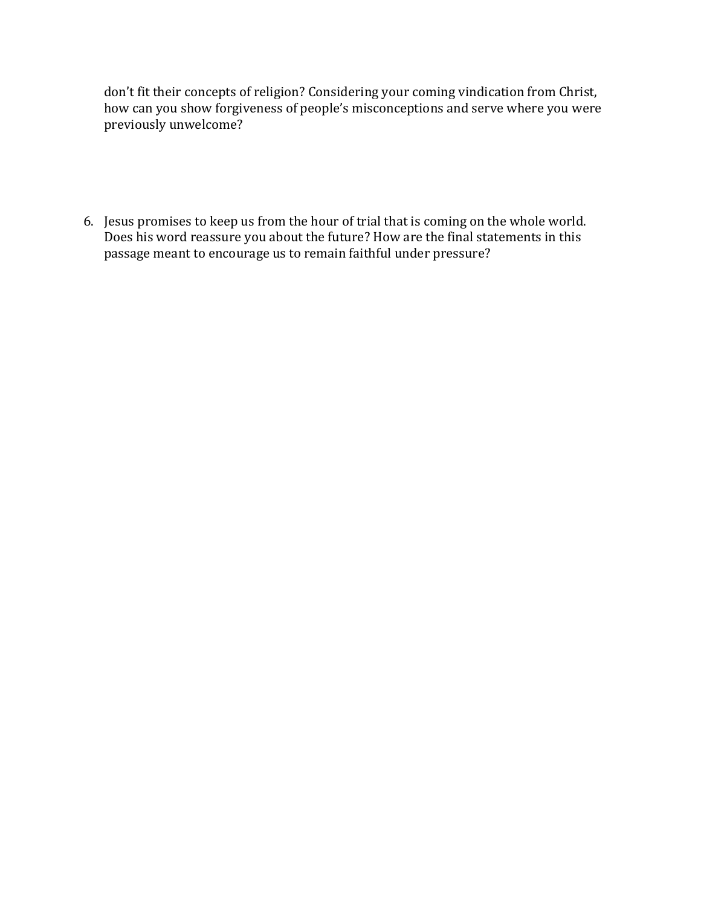don't fit their concepts of religion? Considering your coming vindication from Christ, how can you show forgiveness of people's misconceptions and serve where you were previously unwelcome?

6. Jesus promises to keep us from the hour of trial that is coming on the whole world. Does his word reassure you about the future? How are the final statements in this passage meant to encourage us to remain faithful under pressure?